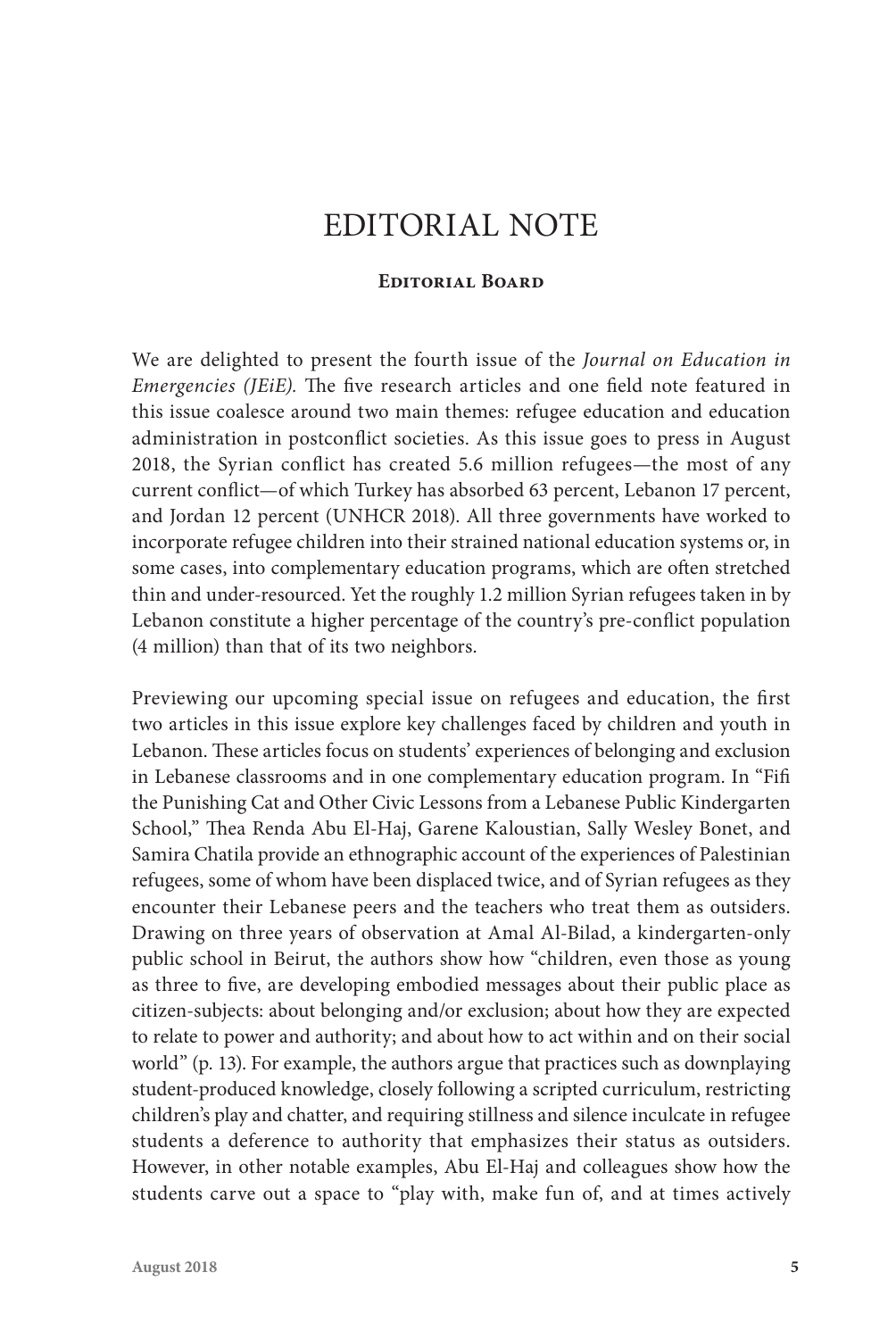# EDITORIAL NOTE

**Editorial Board**

We are delighted to present the fourth issue of the *Journal on Education in Emergencies (JEiE).* The five research articles and one field note featured in this issue coalesce around two main themes: refugee education and education administration in postconflict societies. As this issue goes to press in August 2018, the Syrian conflict has created 5.6 million refugees—the most of any current conflict—of which Turkey has absorbed 63 percent, Lebanon 17 percent, and Jordan 12 percent (UNHCR 2018). All three governments have worked to incorporate refugee children into their strained national education systems or, in some cases, into complementary education programs, which are often stretched thin and under-resourced. Yet the roughly 1.2 million Syrian refugees taken in by Lebanon constitute a higher percentage of the country's pre-conflict population (4 million) than that of its two neighbors.

Previewing our upcoming special issue on refugees and education, the first two articles in this issue explore key challenges faced by children and youth in Lebanon. These articles focus on students' experiences of belonging and exclusion in Lebanese classrooms and in one complementary education program. In "Fifi the Punishing Cat and Other Civic Lessons from a Lebanese Public Kindergarten School," Thea Renda Abu El-Haj, Garene Kaloustian, Sally Wesley Bonet, and Samira Chatila provide an ethnographic account of the experiences of Palestinian refugees, some of whom have been displaced twice, and of Syrian refugees as they encounter their Lebanese peers and the teachers who treat them as outsiders. Drawing on three years of observation at Amal Al-Bilad, a kindergarten-only public school in Beirut, the authors show how "children, even those as young as three to five, are developing embodied messages about their public place as citizen-subjects: about belonging and/or exclusion; about how they are expected to relate to power and authority; and about how to act within and on their social world" (p. 13). For example, the authors argue that practices such as downplaying student-produced knowledge, closely following a scripted curriculum, restricting children's play and chatter, and requiring stillness and silence inculcate in refugee students a deference to authority that emphasizes their status as outsiders. However, in other notable examples, Abu El-Haj and colleagues show how the students carve out a space to "play with, make fun of, and at times actively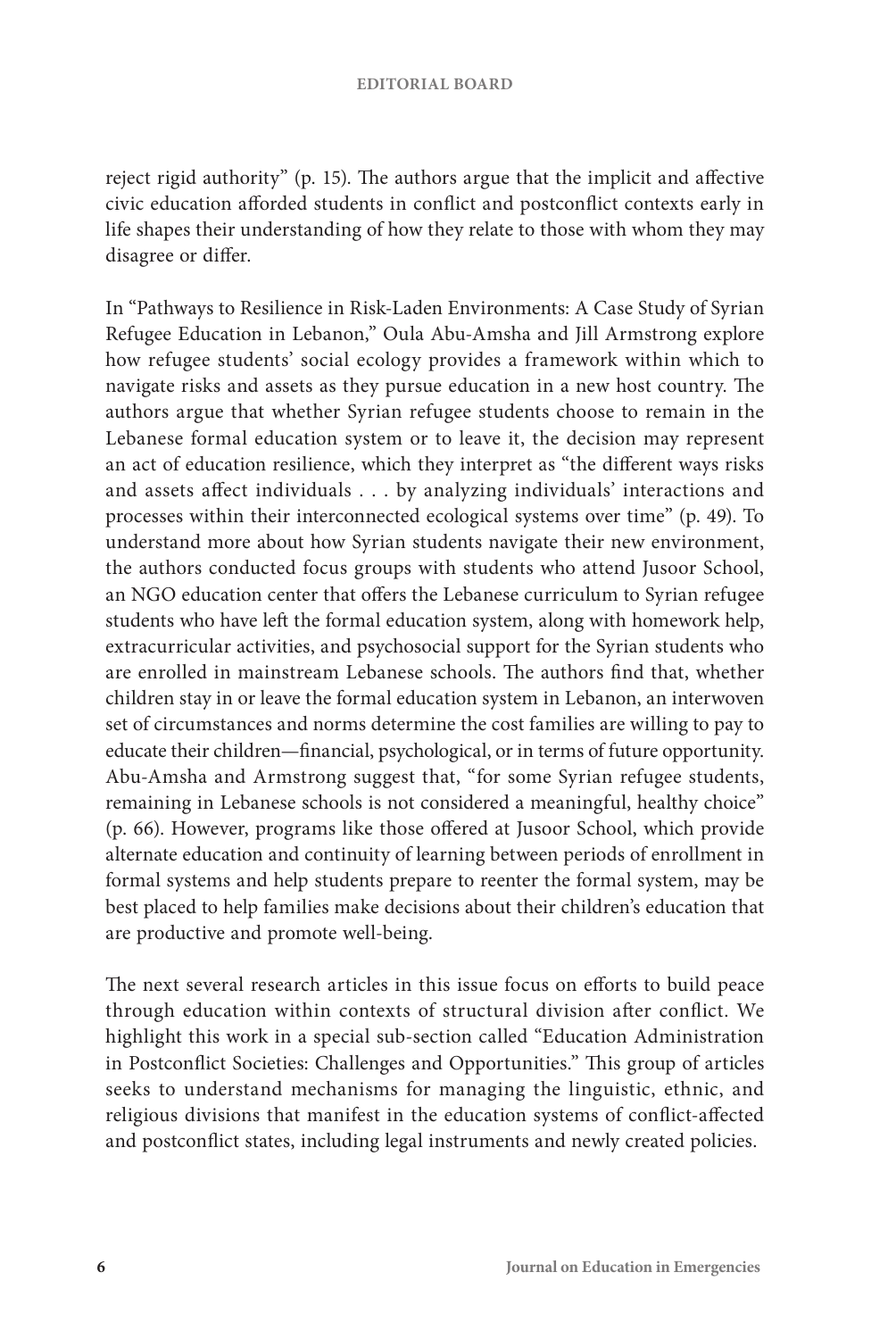reject rigid authority" (p. 15). The authors argue that the implicit and affective civic education afforded students in conflict and postconflict contexts early in life shapes their understanding of how they relate to those with whom they may disagree or differ.

In "Pathways to Resilience in Risk-Laden Environments: A Case Study of Syrian Refugee Education in Lebanon," Oula Abu-Amsha and Jill Armstrong explore how refugee students' social ecology provides a framework within which to navigate risks and assets as they pursue education in a new host country. The authors argue that whether Syrian refugee students choose to remain in the Lebanese formal education system or to leave it, the decision may represent an act of education resilience, which they interpret as "the different ways risks and assets affect individuals . . . by analyzing individuals' interactions and processes within their interconnected ecological systems over time" (p. 49). To understand more about how Syrian students navigate their new environment, the authors conducted focus groups with students who attend Jusoor School, an NGO education center that offers the Lebanese curriculum to Syrian refugee students who have left the formal education system, along with homework help, extracurricular activities, and psychosocial support for the Syrian students who are enrolled in mainstream Lebanese schools. The authors find that, whether children stay in or leave the formal education system in Lebanon, an interwoven set of circumstances and norms determine the cost families are willing to pay to educate their children—financial, psychological, or in terms of future opportunity. Abu-Amsha and Armstrong suggest that, "for some Syrian refugee students, remaining in Lebanese schools is not considered a meaningful, healthy choice" (p. 66). However, programs like those offered at Jusoor School, which provide alternate education and continuity of learning between periods of enrollment in formal systems and help students prepare to reenter the formal system, may be best placed to help families make decisions about their children's education that are productive and promote well-being.

The next several research articles in this issue focus on efforts to build peace through education within contexts of structural division after conflict. We highlight this work in a special sub-section called "Education Administration in Postconflict Societies: Challenges and Opportunities." This group of articles seeks to understand mechanisms for managing the linguistic, ethnic, and religious divisions that manifest in the education systems of conflict-affected and postconflict states, including legal instruments and newly created policies.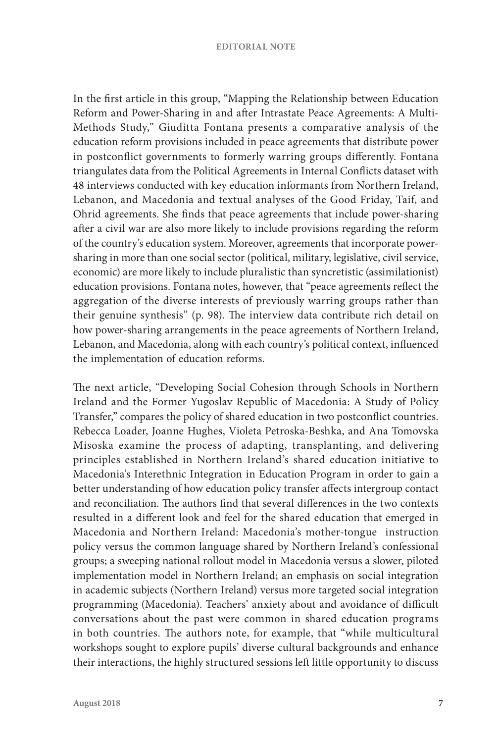In the first article in this group, "Mapping the Relationship between Education Reform and Power-Sharing in and after Intrastate Peace Agreements: A Multi-Methods Study," Giuditta Fontana presents a comparative analysis of the education reform provisions included in peace agreements that distribute power in postconflict governments to formerly warring groups differently. Fontana triangulates data from the Political Agreements in Internal Conflicts dataset with 48 interviews conducted with key education informants from Northern Ireland, Lebanon, and Macedonia and textual analyses of the Good Friday, Taif, and Ohrid agreements. She finds that peace agreements that include power-sharing after a civil war are also more likely to include provisions regarding the reform of the country's education system. Moreover, agreements that incorporate power-sharing in more than one social sector (political, military, legislative, civil service, economic) are more likely to include pluralistic than syncretistic (assimilationist) education provisions. Fontana notes, however, that "peace agreements reflect the aggregation of the diverse interests of previously warring groups rather than their genuine synthesis" (p. 98). The interview data contribute rich detail on how power-sharing arrangements in the peace agreements of Northern Ireland, Lebanon, and Macedonia, along with each country's political context, influenced the implementation of education reforms.

The next article, "Developing Social Cohesion through Schools in Northern Ireland and the Former Yugoslav Republic of Macedonia: A Study of Policy Transfer," compares the policy of shared education in two postconflict countries. Rebecca Loader, Joanne Hughes, Violeta Petroska-Beshka, and Ana Tomovska Misoska examine the process of adapting, transplanting, and delivering principles established in Northern Ireland's shared education initiative to Macedonia's Interethnic Integration in Education Program in order to gain a better understanding of how education policy transfer affects intergroup contact and reconciliation. The authors find that several differences in the two contexts resulted in a different look and feel for the shared education that emerged in Macedonia and Northern Ireland: Macedonia's mother-tongue instruction policy versus the common language shared by Northern Ireland's confessional groups; a sweeping national rollout model in Macedonia versus a slower, piloted implementation model in Northern Ireland; an emphasis on social integration in academic subjects (Northern Ireland) versus more targeted social integration programming (Macedonia). Teachers' anxiety about and avoidance of difficult conversations about the past were common in shared education programs in both countries. The authors note, for example, that "while multicultural workshops sought to explore pupils' diverse cultural backgrounds and enhance their interactions, the highly structured sessions left little opportunity to discuss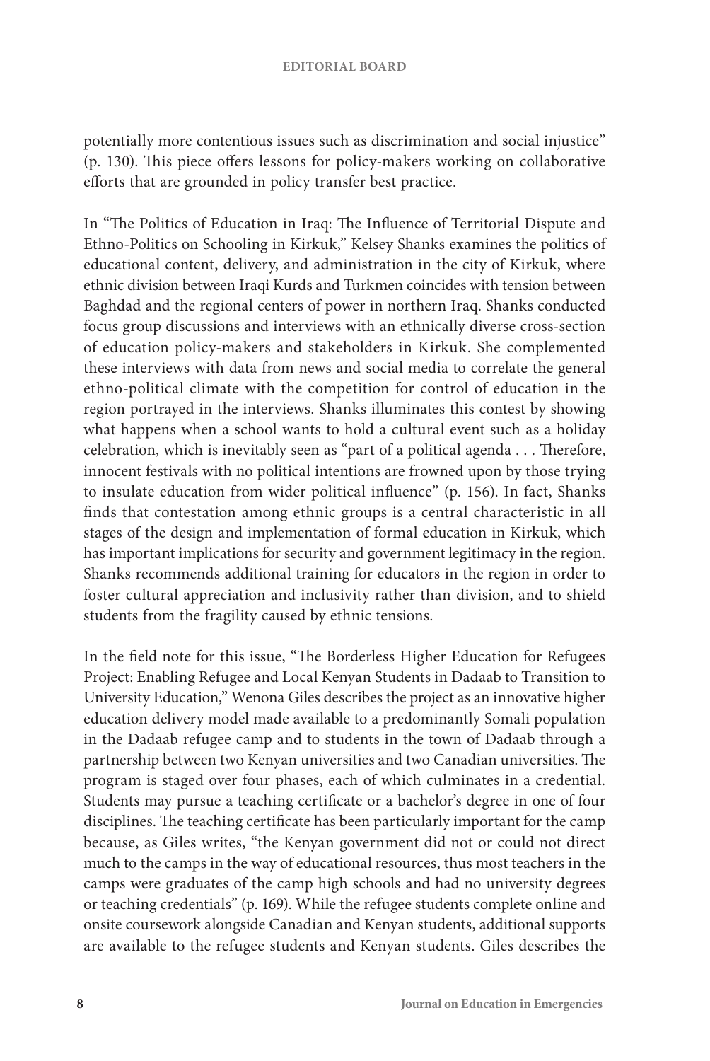potentially more contentious issues such as discrimination and social injustice" (p. 130). This piece offers lessons for policy-makers working on collaborative efforts that are grounded in policy transfer best practice.

In "The Politics of Education in Iraq: The Influence of Territorial Dispute and Ethno-Politics on Schooling in Kirkuk," Kelsey Shanks examines the politics of educational content, delivery, and administration in the city of Kirkuk, where ethnic division between Iraqi Kurds and Turkmen coincides with tension between Baghdad and the regional centers of power in northern Iraq. Shanks conducted focus group discussions and interviews with an ethnically diverse cross-section of education policy-makers and stakeholders in Kirkuk. She complemented these interviews with data from news and social media to correlate the general ethno-political climate with the competition for control of education in the region portrayed in the interviews. Shanks illuminates this contest by showing what happens when a school wants to hold a cultural event such as a holiday celebration, which is inevitably seen as "part of a political agenda . . . Therefore, innocent festivals with no political intentions are frowned upon by those trying to insulate education from wider political influence" (p. 156). In fact, Shanks finds that contestation among ethnic groups is a central characteristic in all stages of the design and implementation of formal education in Kirkuk, which has important implications for security and government legitimacy in the region. Shanks recommends additional training for educators in the region in order to foster cultural appreciation and inclusivity rather than division, and to shield students from the fragility caused by ethnic tensions.

In the field note for this issue, "The Borderless Higher Education for Refugees Project: Enabling Refugee and Local Kenyan Students in Dadaab to Transition to University Education," Wenona Giles describes the project as an innovative higher education delivery model made available to a predominantly Somali population in the Dadaab refugee camp and to students in the town of Dadaab through a partnership between two Kenyan universities and two Canadian universities. The program is staged over four phases, each of which culminates in a credential. Students may pursue a teaching certificate or a bachelor's degree in one of four disciplines. The teaching certificate has been particularly important for the camp because, as Giles writes, "the Kenyan government did not or could not direct much to the camps in the way of educational resources, thus most teachers in the camps were graduates of the camp high schools and had no university degrees or teaching credentials" (p. 169). While the refugee students complete online and onsite coursework alongside Canadian and Kenyan students, additional supports are available to the refugee students and Kenyan students. Giles describes the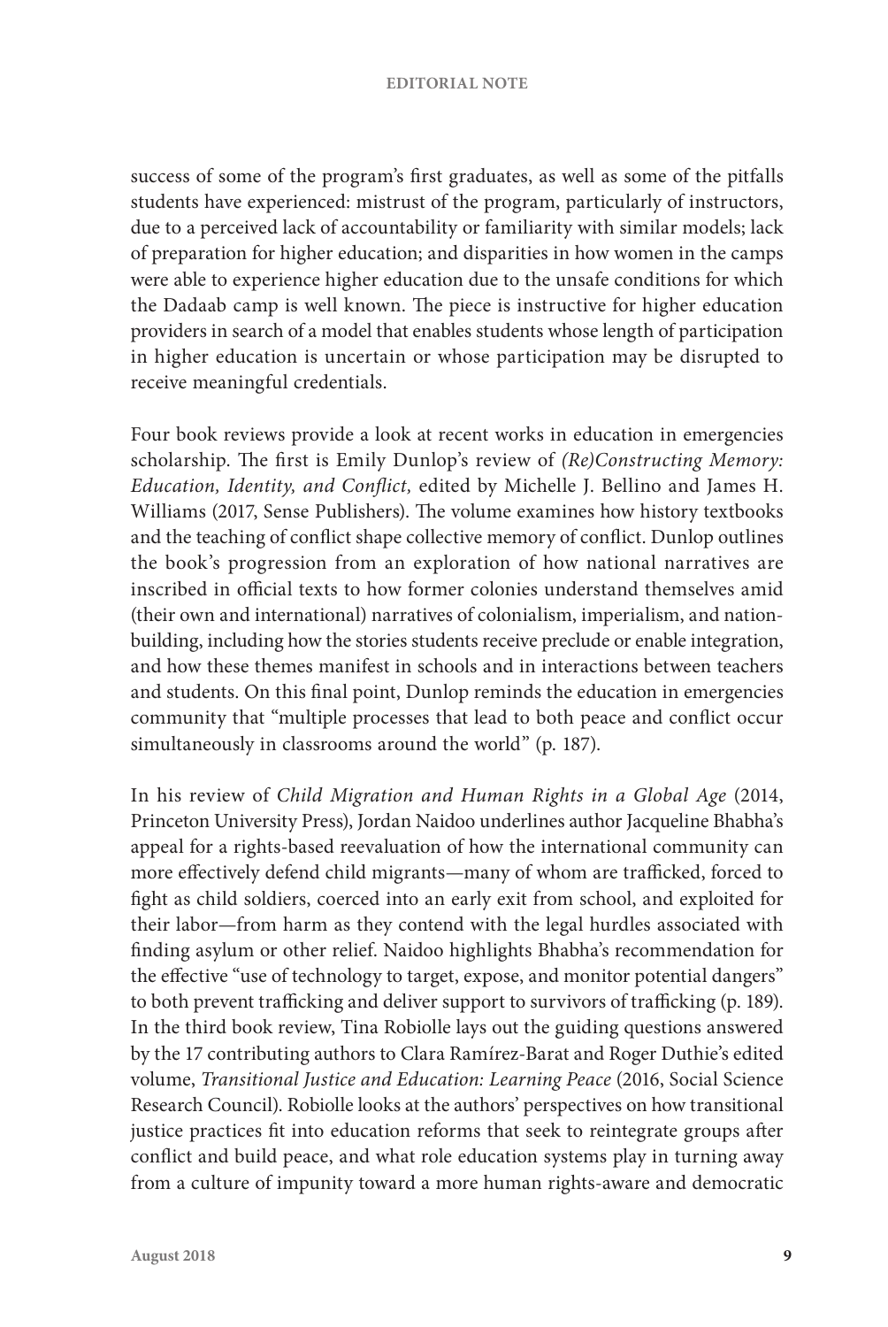success of some of the program's first graduates, as well as some of the pitfalls students have experienced: mistrust of the program, particularly of instructors, due to a perceived lack of accountability or familiarity with similar models; lack of preparation for higher education; and disparities in how women in the camps were able to experience higher education due to the unsafe conditions for which the Dadaab camp is well known. The piece is instructive for higher education providers in search of a model that enables students whose length of participation in higher education is uncertain or whose participation may be disrupted to receive meaningful credentials.

Four book reviews provide a look at recent works in education in emergencies scholarship. The first is Emily Dunlop's review of *(Re)Constructing Memory: Education, Identity, and Conflict,* edited by Michelle J. Bellino and James H. Williams (2017, Sense Publishers). The volume examines how history textbooks and the teaching of conflict shape collective memory of conflict. Dunlop outlines the book's progression from an exploration of how national narratives are inscribed in official texts to how former colonies understand themselves amid (their own and international) narratives of colonialism, imperialism, and nation-building, including how the stories students receive preclude or enable integration, and how these themes manifest in schools and in interactions between teachers and students. On this final point, Dunlop reminds the education in emergencies community that "multiple processes that lead to both peace and conflict occur simultaneously in classrooms around the world" (p. 187).

In his review of *Child Migration and Human Rights in a Global Age* (2014, Princeton University Press), Jordan Naidoo underlines author Jacqueline Bhabha's appeal for a rights-based reevaluation of how the international community can more effectively defend child migrants—many of whom are trafficked, forced to fight as child soldiers, coerced into an early exit from school, and exploited for their labor—from harm as they contend with the legal hurdles associated with finding asylum or other relief. Naidoo highlights Bhabha's recommendation for the effective "use of technology to target, expose, and monitor potential dangers" to both prevent trafficking and deliver support to survivors of trafficking (p. 189). In the third book review, Tina Robiolle lays out the guiding questions answered by the 17 contributing authors to Clara Ramírez-Barat and Roger Duthie's edited volume, *Transitional Justice and Education: Learning Peace* (2016, Social Science Research Council). Robiolle looks at the authors' perspectives on how transitional justice practices fit into education reforms that seek to reintegrate groups after conflict and build peace, and what role education systems play in turning away from a culture of impunity toward a more human rights-aware and democratic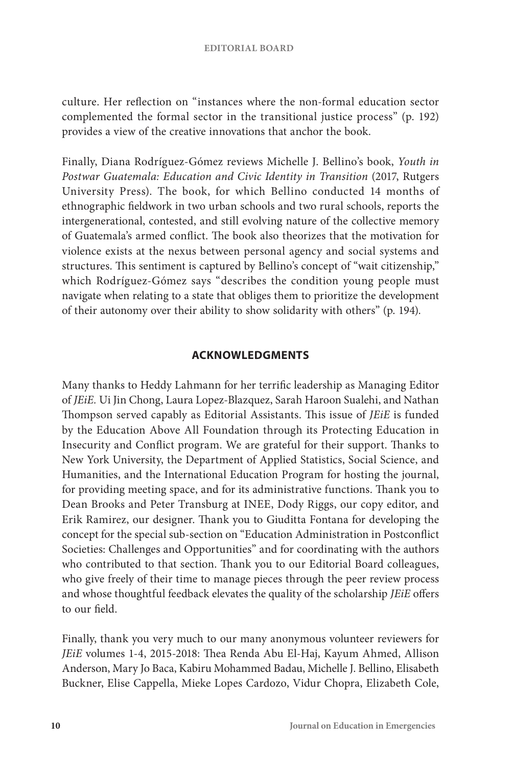culture. Her reflection on "instances where the non-formal education sector complemented the formal sector in the transitional justice process" (p. 192) provides a view of the creative innovations that anchor the book.

Finally, Diana Rodríguez-Gómez reviews Michelle J. Bellino's book, *Youth in Postwar Guatemala: Education and Civic Identity in Transition* (2017, Rutgers University Press). The book, for which Bellino conducted 14 months of ethnographic fieldwork in two urban schools and two rural schools, reports the intergenerational, contested, and still evolving nature of the collective memory of Guatemala's armed conflict. The book also theorizes that the motivation for violence exists at the nexus between personal agency and social systems and structures. This sentiment is captured by Bellino's concept of "wait citizenship," which Rodríguez-Gómez says "describes the condition young people must navigate when relating to a state that obliges them to prioritize the development of their autonomy over their ability to show solidarity with others" (p. 194).

## ACKNOWLEDGMENTS

Many thanks to Heddy Lahmann for her terrific leadership as Managing Editor of *JEiE*. Ui Jin Chong, Laura Lopez-Blazquez, Sarah Haroon Sualehi, and Nathan Thompson served capably as Editorial Assistants. This issue of *JEiE* is funded by the Education Above All Foundation through its Protecting Education in Insecurity and Conflict program. We are grateful for their support. Thanks to New York University, the Department of Applied Statistics, Social Science, and Humanities, and the International Education Program for hosting the journal, for providing meeting space, and for its administrative functions. Thank you to Dean Brooks and Peter Transburg at INEE, Dody Riggs, our copy editor, and Erik Ramirez, our designer. Thank you to Giuditta Fontana for developing the concept for the special sub-section on "Education Administration in Postconflict Societies: Challenges and Opportunities" and for coordinating with the authors who contributed to that section. Thank you to our Editorial Board colleagues, who give freely of their time to manage pieces through the peer review process and whose thoughtful feedback elevates the quality of the scholarship *JEiE* offers to our field.

Finally, thank you very much to our many anonymous volunteer reviewers for *JEiE* volumes 1-4, 2015-2018: Thea Renda Abu El-Haj, Kayum Ahmed, Allison Anderson, Mary Jo Baca, Kabiru Mohammed Badau, Michelle J. Bellino, Elisabeth Buckner, Elise Cappella, Mieke Lopes Cardozo, Vidur Chopra, Elizabeth Cole,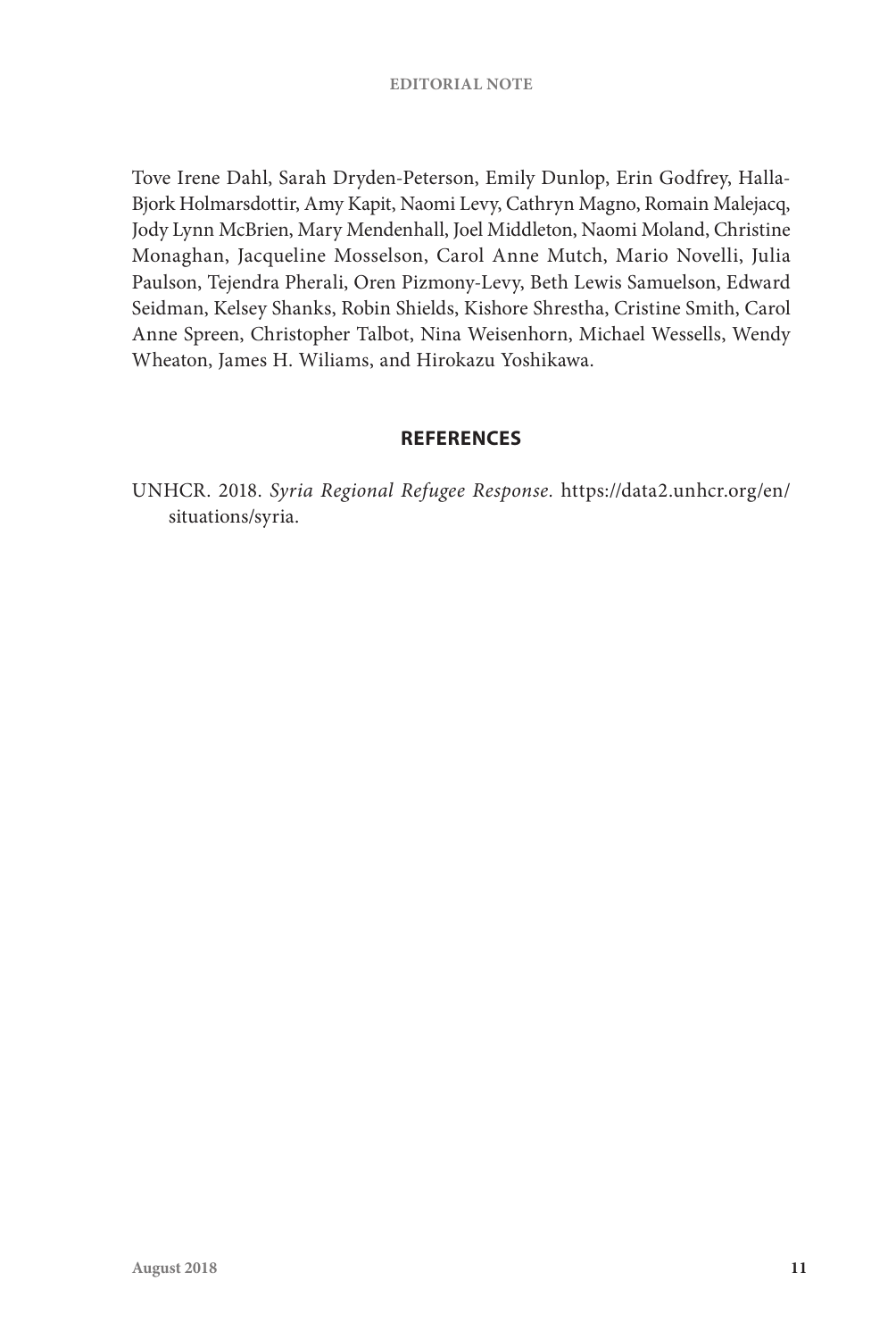Tove Irene Dahl, Sarah Dryden-Peterson, Emily Dunlop, Erin Godfrey, Halla-Bjork Holmarsdottir, Amy Kapit, Naomi Levy, Cathryn Magno, Romain Malejacq, Jody Lynn McBrien, Mary Mendenhall, Joel Middleton, Naomi Moland, Christine Monaghan, Jacqueline Mosselson, Carol Anne Mutch, Mario Novelli, Julia Paulson, Tejendra Pherali, Oren Pizmony-Levy, Beth Lewis Samuelson, Edward Seidman, Kelsey Shanks, Robin Shields, Kishore Shrestha, Cristine Smith, Carol Anne Spreen, Christopher Talbot, Nina Weisenhorn, Michael Wessells, Wendy Wheaton, James H. Wiliams, and Hirokazu Yoshikawa.

## REFERENCES

UNHCR. 2018. *Syria Regional Refugee Response.* https://data2.unhcr.org/en/situations/syria.